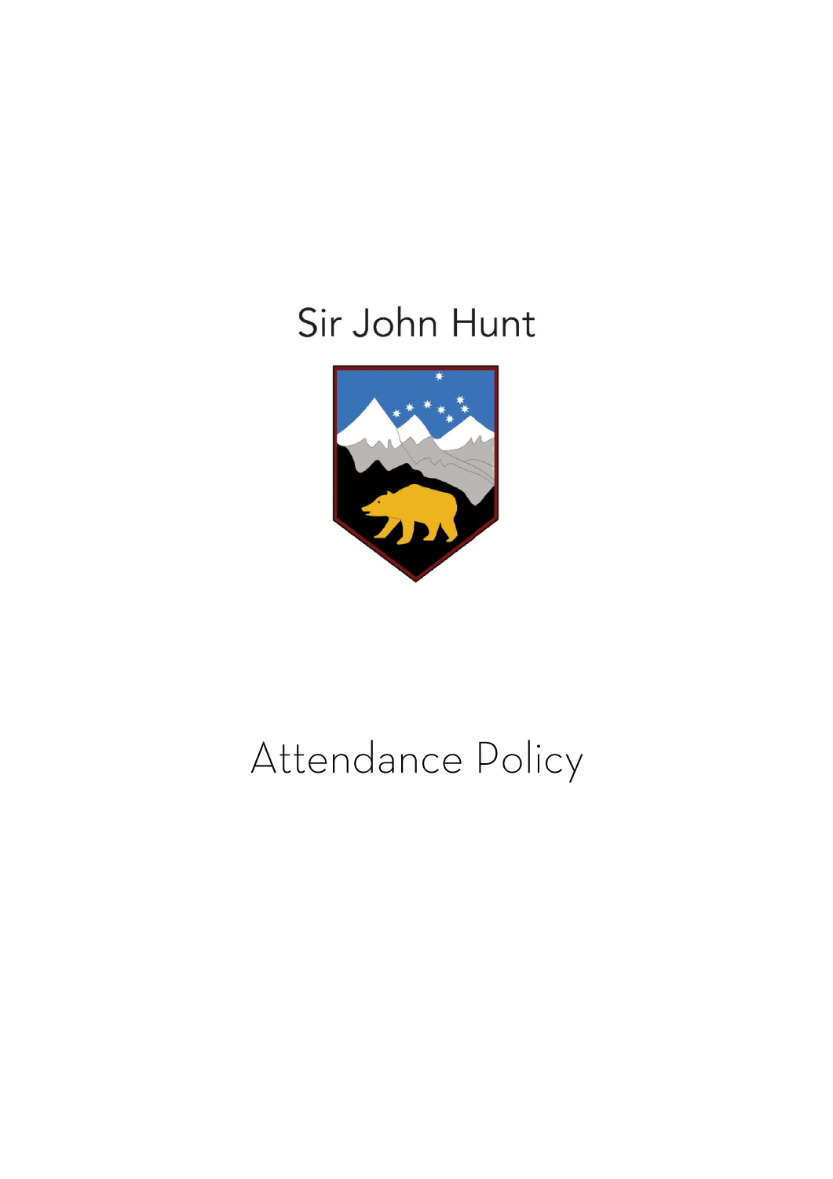Sir John Hunt

# Attendance Policy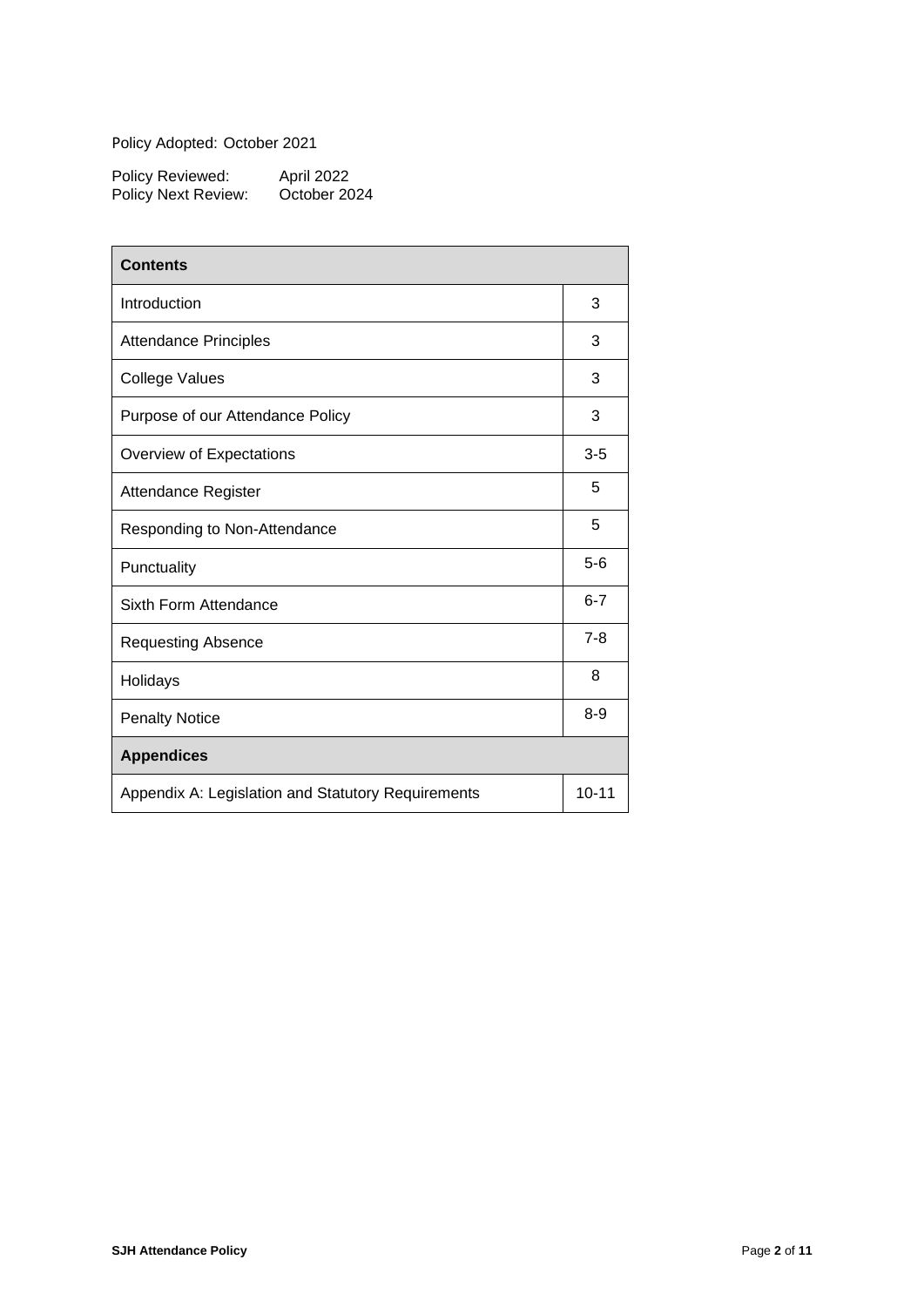Policy Adopted: October 2021

Policy Reviewed: April 2022
Policy Next Review: October 2024

| Contents | |
|---|---|
| Introduction | 3 |
| Attendance Principles | 3 |
| College Values | 3 |
| Purpose of our Attendance Policy | 3 |
| Overview of Expectations | 3-5 |
| Attendance Register | 5 |
| Responding to Non-Attendance | 5 |
| Punctuality | 5-6 |
| Sixth Form Attendance | 6-7 |
| Requesting Absence | 7-8 |
| Holidays | 8 |
| Penalty Notice | 8-9 |
| **Appendices** | |
| Appendix A: Legislation and Statutory Requirements | 10-11 |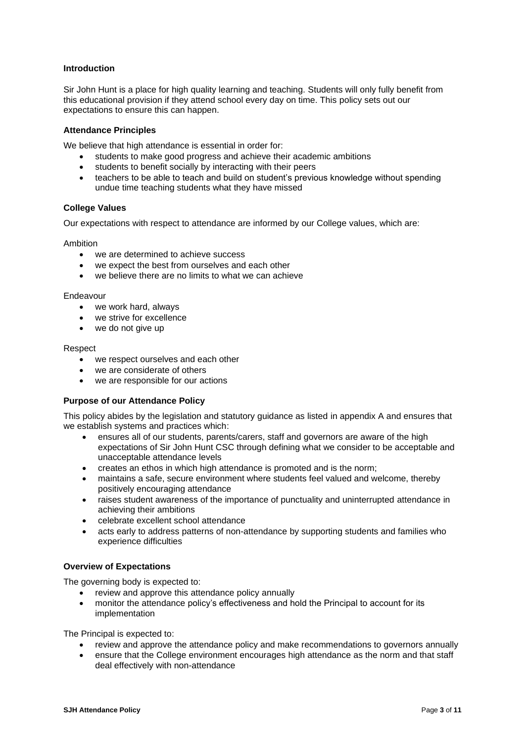### Introduction

Sir John Hunt is a place for high quality learning and teaching. Students will only fully benefit from this educational provision if they attend school every day on time. This policy sets out our expectations to ensure this can happen.

### Attendance Principles

We believe that high attendance is essential in order for:

- students to make good progress and achieve their academic ambitions
- students to benefit socially by interacting with their peers
- teachers to be able to teach and build on student's previous knowledge without spending undue time teaching students what they have missed

### College Values

Our expectations with respect to attendance are informed by our College values, which are:

Ambition

- we are determined to achieve success
- we expect the best from ourselves and each other
- we believe there are no limits to what we can achieve

Endeavour

- we work hard, always
- we strive for excellence
- we do not give up

Respect

- we respect ourselves and each other
- we are considerate of others
- we are responsible for our actions

### Purpose of our Attendance Policy

This policy abides by the legislation and statutory guidance as listed in appendix A and ensures that we establish systems and practices which:

- ensures all of our students, parents/carers, staff and governors are aware of the high expectations of Sir John Hunt CSC through defining what we consider to be acceptable and unacceptable attendance levels
- creates an ethos in which high attendance is promoted and is the norm;
- maintains a safe, secure environment where students feel valued and welcome, thereby positively encouraging attendance
- raises student awareness of the importance of punctuality and uninterrupted attendance in achieving their ambitions
- celebrate excellent school attendance
- acts early to address patterns of non-attendance by supporting students and families who experience difficulties

### Overview of Expectations

The governing body is expected to:

- review and approve this attendance policy annually
- monitor the attendance policy's effectiveness and hold the Principal to account for its implementation

The Principal is expected to:

- review and approve the attendance policy and make recommendations to governors annually
- ensure that the College environment encourages high attendance as the norm and that staff deal effectively with non-attendance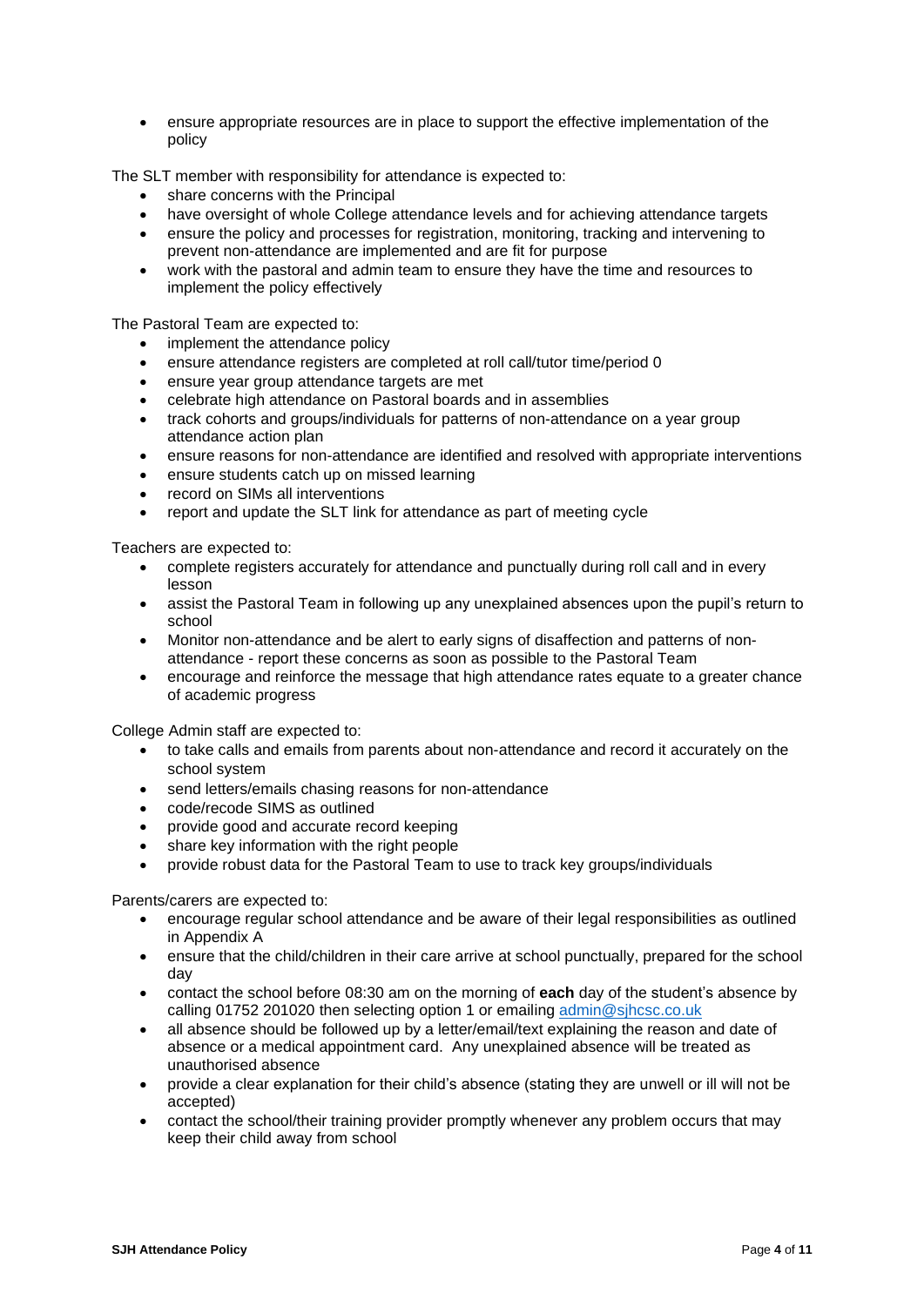- ensure appropriate resources are in place to support the effective implementation of the policy

The SLT member with responsibility for attendance is expected to:

- share concerns with the Principal
- have oversight of whole College attendance levels and for achieving attendance targets
- ensure the policy and processes for registration, monitoring, tracking and intervening to prevent non-attendance are implemented and are fit for purpose
- work with the pastoral and admin team to ensure they have the time and resources to implement the policy effectively

The Pastoral Team are expected to:

- implement the attendance policy
- ensure attendance registers are completed at roll call/tutor time/period 0
- ensure year group attendance targets are met
- celebrate high attendance on Pastoral boards and in assemblies
- track cohorts and groups/individuals for patterns of non-attendance on a year group attendance action plan
- ensure reasons for non-attendance are identified and resolved with appropriate interventions
- ensure students catch up on missed learning
- record on SIMs all interventions
- report and update the SLT link for attendance as part of meeting cycle

Teachers are expected to:

- complete registers accurately for attendance and punctually during roll call and in every lesson
- assist the Pastoral Team in following up any unexplained absences upon the pupil's return to school
- Monitor non-attendance and be alert to early signs of disaffection and patterns of non-attendance - report these concerns as soon as possible to the Pastoral Team
- encourage and reinforce the message that high attendance rates equate to a greater chance of academic progress

College Admin staff are expected to:

- to take calls and emails from parents about non-attendance and record it accurately on the school system
- send letters/emails chasing reasons for non-attendance
- code/recode SIMS as outlined
- provide good and accurate record keeping
- share key information with the right people
- provide robust data for the Pastoral Team to use to track key groups/individuals

Parents/carers are expected to:

- encourage regular school attendance and be aware of their legal responsibilities as outlined in Appendix A
- ensure that the child/children in their care arrive at school punctually, prepared for the school day
- contact the school before 08:30 am on the morning of **each** day of the student's absence by calling 01752 201020 then selecting option 1 or emailing [admin@sjhcsc.co.uk](mailto:admin@sjhcsc.co.uk)
- all absence should be followed up by a letter/email/text explaining the reason and date of absence or a medical appointment card. Any unexplained absence will be treated as unauthorised absence
- provide a clear explanation for their child's absence (stating they are unwell or ill will not be accepted)
- contact the school/their training provider promptly whenever any problem occurs that may keep their child away from school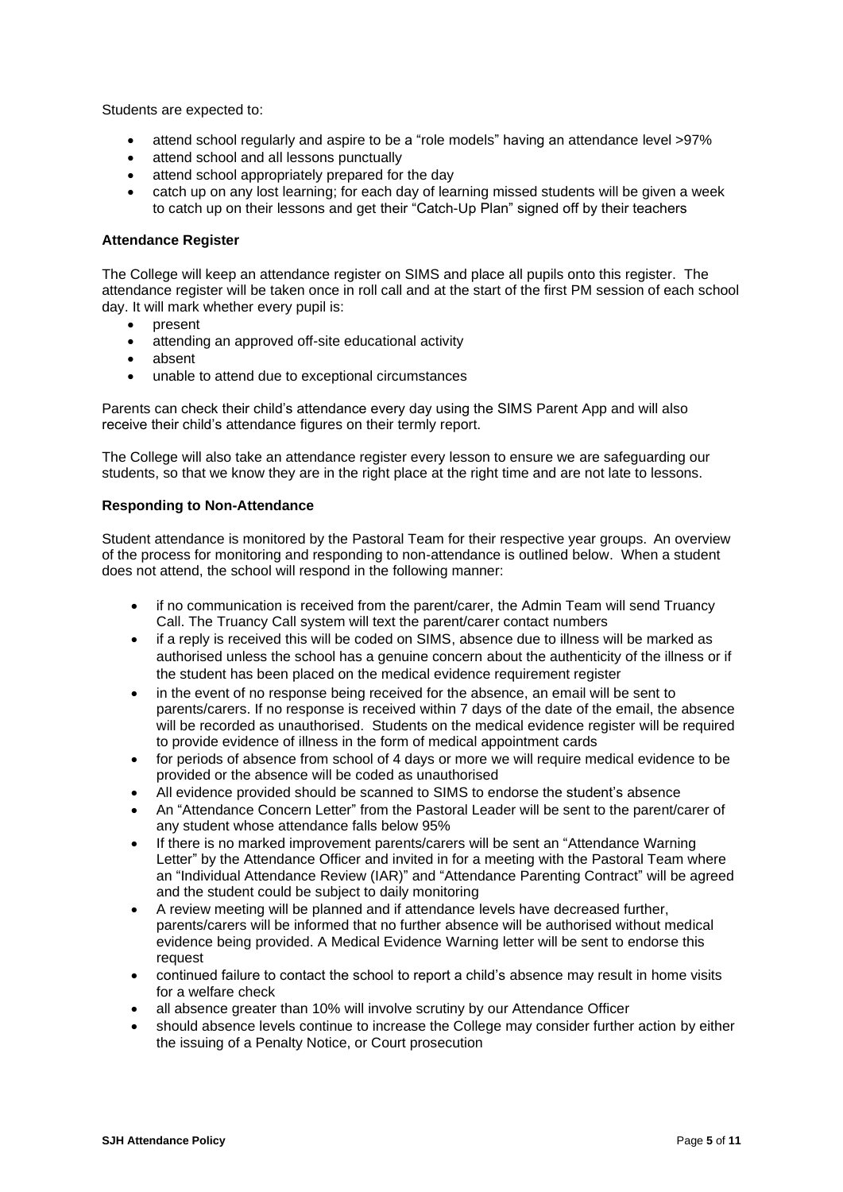Students are expected to:

- attend school regularly and aspire to be a "role models" having an attendance level >97%
- attend school and all lessons punctually
- attend school appropriately prepared for the day
- catch up on any lost learning; for each day of learning missed students will be given a week to catch up on their lessons and get their "Catch-Up Plan" signed off by their teachers

**Attendance Register**

The College will keep an attendance register on SIMS and place all pupils onto this register. The attendance register will be taken once in roll call and at the start of the first PM session of each school day. It will mark whether every pupil is:

- present
- attending an approved off-site educational activity
- absent
- unable to attend due to exceptional circumstances

Parents can check their child's attendance every day using the SIMS Parent App and will also receive their child's attendance figures on their termly report.

The College will also take an attendance register every lesson to ensure we are safeguarding our students, so that we know they are in the right place at the right time and are not late to lessons.

**Responding to Non-Attendance**

Student attendance is monitored by the Pastoral Team for their respective year groups. An overview of the process for monitoring and responding to non-attendance is outlined below. When a student does not attend, the school will respond in the following manner:

- if no communication is received from the parent/carer, the Admin Team will send Truancy Call. The Truancy Call system will text the parent/carer contact numbers
- if a reply is received this will be coded on SIMS, absence due to illness will be marked as authorised unless the school has a genuine concern about the authenticity of the illness or if the student has been placed on the medical evidence requirement register
- in the event of no response being received for the absence, an email will be sent to parents/carers. If no response is received within 7 days of the date of the email, the absence will be recorded as unauthorised. Students on the medical evidence register will be required to provide evidence of illness in the form of medical appointment cards
- for periods of absence from school of 4 days or more we will require medical evidence to be provided or the absence will be coded as unauthorised
- All evidence provided should be scanned to SIMS to endorse the student's absence
- An "Attendance Concern Letter" from the Pastoral Leader will be sent to the parent/carer of any student whose attendance falls below 95%
- If there is no marked improvement parents/carers will be sent an "Attendance Warning Letter" by the Attendance Officer and invited in for a meeting with the Pastoral Team where an "Individual Attendance Review (IAR)" and "Attendance Parenting Contract" will be agreed and the student could be subject to daily monitoring
- A review meeting will be planned and if attendance levels have decreased further, parents/carers will be informed that no further absence will be authorised without medical evidence being provided. A Medical Evidence Warning letter will be sent to endorse this request
- continued failure to contact the school to report a child's absence may result in home visits for a welfare check
- all absence greater than 10% will involve scrutiny by our Attendance Officer
- should absence levels continue to increase the College may consider further action by either the issuing of a Penalty Notice, or Court prosecution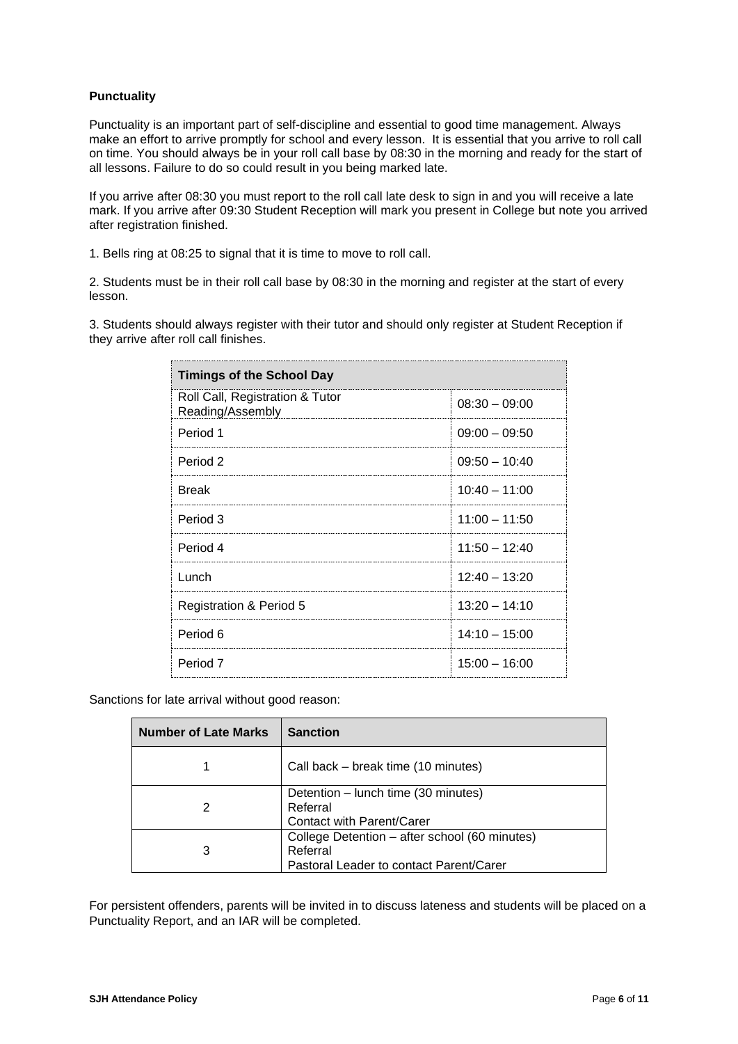**Punctuality**

Punctuality is an important part of self-discipline and essential to good time management. Always make an effort to arrive promptly for school and every lesson. It is essential that you arrive to roll call on time. You should always be in your roll call base by 08:30 in the morning and ready for the start of all lessons. Failure to do so could result in you being marked late.

If you arrive after 08:30 you must report to the roll call late desk to sign in and you will receive a late mark. If you arrive after 09:30 Student Reception will mark you present in College but note you arrived after registration finished.

1. Bells ring at 08:25 to signal that it is time to move to roll call.

2. Students must be in their roll call base by 08:30 in the morning and register at the start of every lesson.

3. Students should always register with their tutor and should only register at Student Reception if they arrive after roll call finishes.

| Timings of the School Day | |
|---|---|
| Roll Call, Registration & Tutor Reading/Assembly | 08:30 – 09:00 |
| Period 1 | 09:00 – 09:50 |
| Period 2 | 09:50 – 10:40 |
| Break | 10:40 – 11:00 |
| Period 3 | 11:00 – 11:50 |
| Period 4 | 11:50 – 12:40 |
| Lunch | 12:40 – 13:20 |
| Registration & Period 5 | 13:20 – 14:10 |
| Period 6 | 14:10 – 15:00 |
| Period 7 | 15:00 – 16:00 |

Sanctions for late arrival without good reason:

| Number of Late Marks | Sanction |
|---|---|
| 1 | Call back – break time (10 minutes) |
| 2 | Detention – lunch time (30 minutes)<br>Referral<br>Contact with Parent/Carer |
| 3 | College Detention – after school (60 minutes)<br>Referral<br>Pastoral Leader to contact Parent/Carer |

For persistent offenders, parents will be invited in to discuss lateness and students will be placed on a Punctuality Report, and an IAR will be completed.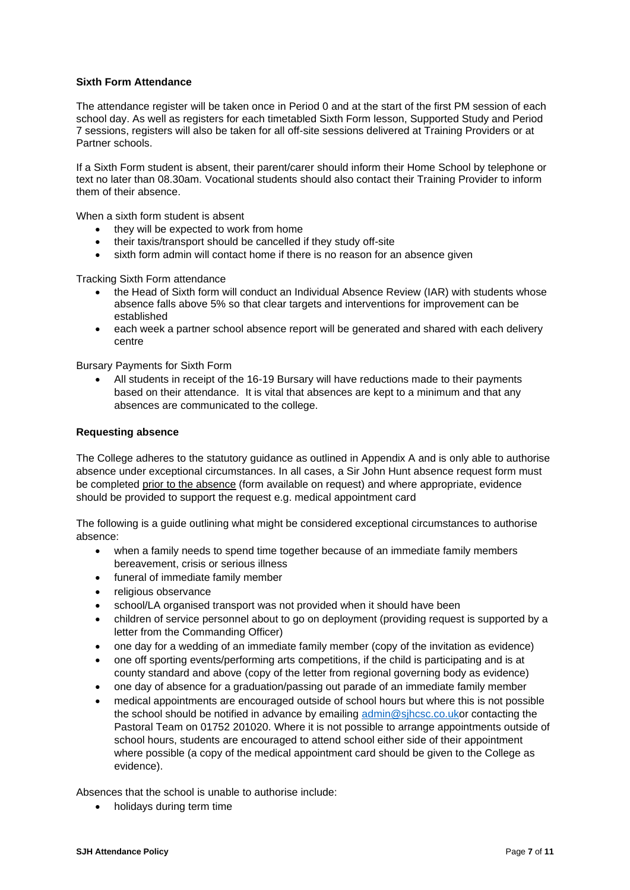**Sixth Form Attendance**

The attendance register will be taken once in Period 0 and at the start of the first PM session of each school day. As well as registers for each timetabled Sixth Form lesson, Supported Study and Period 7 sessions, registers will also be taken for all off-site sessions delivered at Training Providers or at Partner schools.

If a Sixth Form student is absent, their parent/carer should inform their Home School by telephone or text no later than 08.30am. Vocational students should also contact their Training Provider to inform them of their absence.

When a sixth form student is absent

- they will be expected to work from home
- their taxis/transport should be cancelled if they study off-site
- sixth form admin will contact home if there is no reason for an absence given

Tracking Sixth Form attendance

- the Head of Sixth form will conduct an Individual Absence Review (IAR) with students whose absence falls above 5% so that clear targets and interventions for improvement can be established
- each week a partner school absence report will be generated and shared with each delivery centre

Bursary Payments for Sixth Form

- All students in receipt of the 16-19 Bursary will have reductions made to their payments based on their attendance. It is vital that absences are kept to a minimum and that any absences are communicated to the college.

**Requesting absence**

The College adheres to the statutory guidance as outlined in Appendix A and is only able to authorise absence under exceptional circumstances. In all cases, a Sir John Hunt absence request form must be completed prior to the absence (form available on request) and where appropriate, evidence should be provided to support the request e.g. medical appointment card

The following is a guide outlining what might be considered exceptional circumstances to authorise absence:

- when a family needs to spend time together because of an immediate family members bereavement, crisis or serious illness
- funeral of immediate family member
- religious observance
- school/LA organised transport was not provided when it should have been
- children of service personnel about to go on deployment (providing request is supported by a letter from the Commanding Officer)
- one day for a wedding of an immediate family member (copy of the invitation as evidence)
- one off sporting events/performing arts competitions, if the child is participating and is at county standard and above (copy of the letter from regional governing body as evidence)
- one day of absence for a graduation/passing out parade of an immediate family member
- medical appointments are encouraged outside of school hours but where this is not possible the school should be notified in advance by emailing admin@sjhcsc.co.ukor contacting the Pastoral Team on 01752 201020. Where it is not possible to arrange appointments outside of school hours, students are encouraged to attend school either side of their appointment where possible (a copy of the medical appointment card should be given to the College as evidence).

Absences that the school is unable to authorise include:

- holidays during term time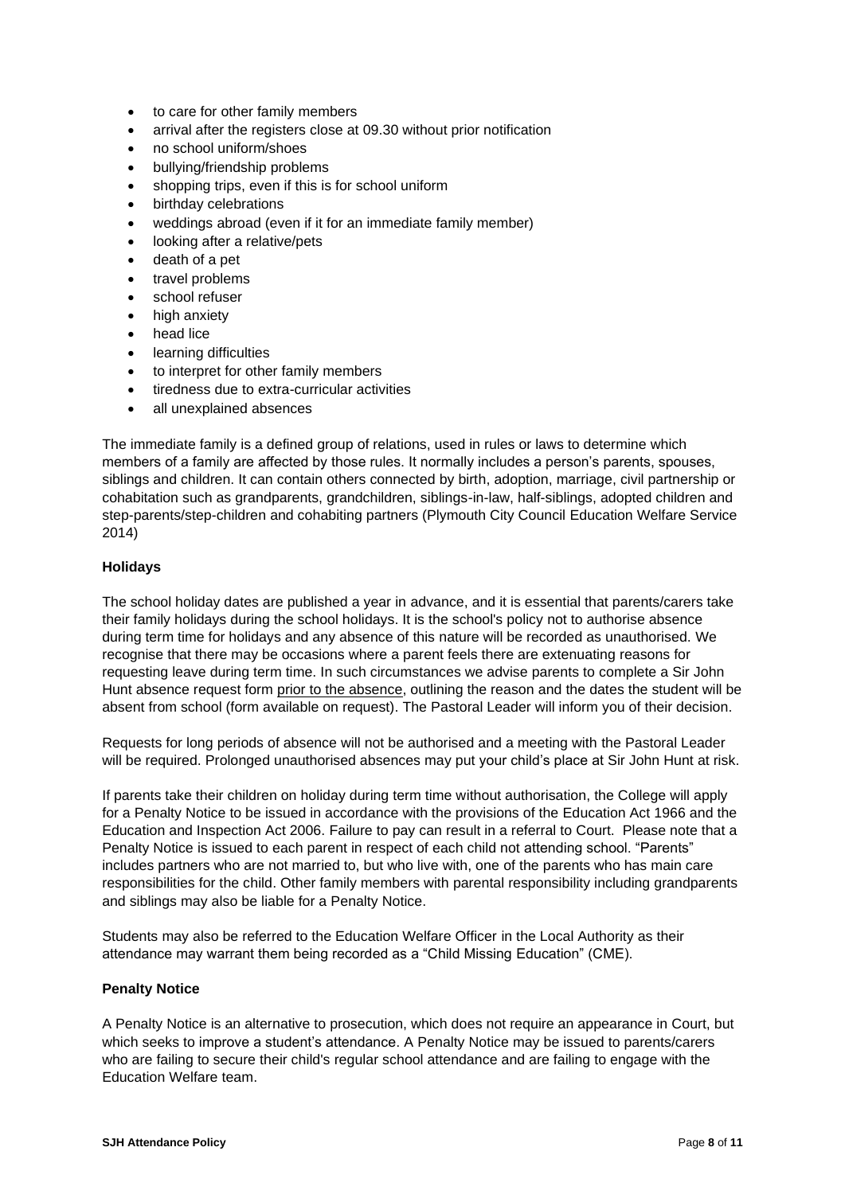- to care for other family members
- arrival after the registers close at 09.30 without prior notification
- no school uniform/shoes
- bullying/friendship problems
- shopping trips, even if this is for school uniform
- birthday celebrations
- weddings abroad (even if it for an immediate family member)
- looking after a relative/pets
- death of a pet
- travel problems
- school refuser
- high anxiety
- head lice
- learning difficulties
- to interpret for other family members
- tiredness due to extra-curricular activities
- all unexplained absences

The immediate family is a defined group of relations, used in rules or laws to determine which members of a family are affected by those rules. It normally includes a person's parents, spouses, siblings and children. It can contain others connected by birth, adoption, marriage, civil partnership or cohabitation such as grandparents, grandchildren, siblings-in-law, half-siblings, adopted children and step-parents/step-children and cohabiting partners (Plymouth City Council Education Welfare Service 2014)

**Holidays**

The school holiday dates are published a year in advance, and it is essential that parents/carers take their family holidays during the school holidays. It is the school's policy not to authorise absence during term time for holidays and any absence of this nature will be recorded as unauthorised. We recognise that there may be occasions where a parent feels there are extenuating reasons for requesting leave during term time. In such circumstances we advise parents to complete a Sir John Hunt absence request form prior to the absence, outlining the reason and the dates the student will be absent from school (form available on request). The Pastoral Leader will inform you of their decision.

Requests for long periods of absence will not be authorised and a meeting with the Pastoral Leader will be required. Prolonged unauthorised absences may put your child's place at Sir John Hunt at risk.

If parents take their children on holiday during term time without authorisation, the College will apply for a Penalty Notice to be issued in accordance with the provisions of the Education Act 1966 and the Education and Inspection Act 2006. Failure to pay can result in a referral to Court. Please note that a Penalty Notice is issued to each parent in respect of each child not attending school. "Parents" includes partners who are not married to, but who live with, one of the parents who has main care responsibilities for the child. Other family members with parental responsibility including grandparents and siblings may also be liable for a Penalty Notice.

Students may also be referred to the Education Welfare Officer in the Local Authority as their attendance may warrant them being recorded as a "Child Missing Education" (CME).

**Penalty Notice**

A Penalty Notice is an alternative to prosecution, which does not require an appearance in Court, but which seeks to improve a student's attendance. A Penalty Notice may be issued to parents/carers who are failing to secure their child's regular school attendance and are failing to engage with the Education Welfare team.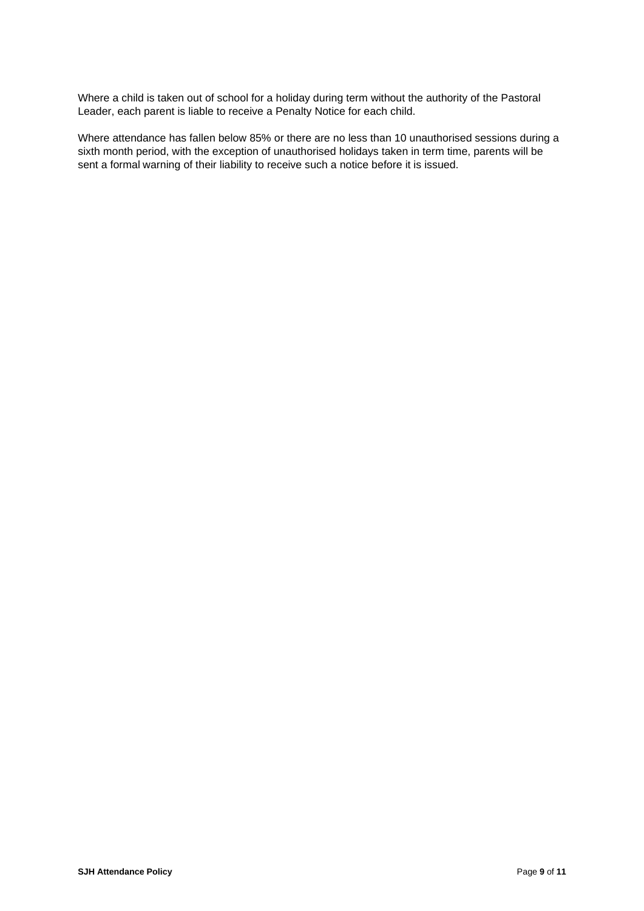Where a child is taken out of school for a holiday during term without the authority of the Pastoral Leader, each parent is liable to receive a Penalty Notice for each child.

Where attendance has fallen below 85% or there are no less than 10 unauthorised sessions during a sixth month period, with the exception of unauthorised holidays taken in term time, parents will be sent a formal warning of their liability to receive such a notice before it is issued.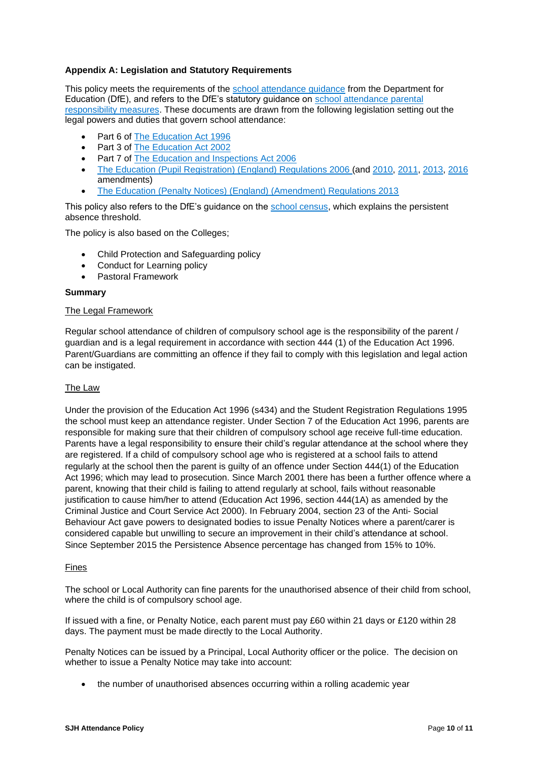**Appendix A: Legislation and Statutory Requirements**

This policy meets the requirements of the school attendance guidance from the Department for Education (DfE), and refers to the DfE's statutory guidance on school attendance parental responsibility measures. These documents are drawn from the following legislation setting out the legal powers and duties that govern school attendance:

- Part 6 of The Education Act 1996
- Part 3 of The Education Act 2002
- Part 7 of The Education and Inspections Act 2006
- The Education (Pupil Registration) (England) Regulations 2006 (and 2010, 2011, 2013, 2016 amendments)
- The Education (Penalty Notices) (England) (Amendment) Regulations 2013

This policy also refers to the DfE's guidance on the school census, which explains the persistent absence threshold.

The policy is also based on the Colleges;

- Child Protection and Safeguarding policy
- Conduct for Learning policy
- Pastoral Framework

**Summary**

The Legal Framework

Regular school attendance of children of compulsory school age is the responsibility of the parent / guardian and is a legal requirement in accordance with section 444 (1) of the Education Act 1996. Parent/Guardians are committing an offence if they fail to comply with this legislation and legal action can be instigated.

The Law

Under the provision of the Education Act 1996 (s434) and the Student Registration Regulations 1995 the school must keep an attendance register. Under Section 7 of the Education Act 1996, parents are responsible for making sure that their children of compulsory school age receive full-time education. Parents have a legal responsibility to ensure their child's regular attendance at the school where they are registered. If a child of compulsory school age who is registered at a school fails to attend regularly at the school then the parent is guilty of an offence under Section 444(1) of the Education Act 1996; which may lead to prosecution. Since March 2001 there has been a further offence where a parent, knowing that their child is failing to attend regularly at school, fails without reasonable justification to cause him/her to attend (Education Act 1996, section 444(1A) as amended by the Criminal Justice and Court Service Act 2000). In February 2004, section 23 of the Anti- Social Behaviour Act gave powers to designated bodies to issue Penalty Notices where a parent/carer is considered capable but unwilling to secure an improvement in their child's attendance at school. Since September 2015 the Persistence Absence percentage has changed from 15% to 10%.

Fines

The school or Local Authority can fine parents for the unauthorised absence of their child from school, where the child is of compulsory school age.

If issued with a fine, or Penalty Notice, each parent must pay £60 within 21 days or £120 within 28 days. The payment must be made directly to the Local Authority.

Penalty Notices can be issued by a Principal, Local Authority officer or the police. The decision on whether to issue a Penalty Notice may take into account:

- the number of unauthorised absences occurring within a rolling academic year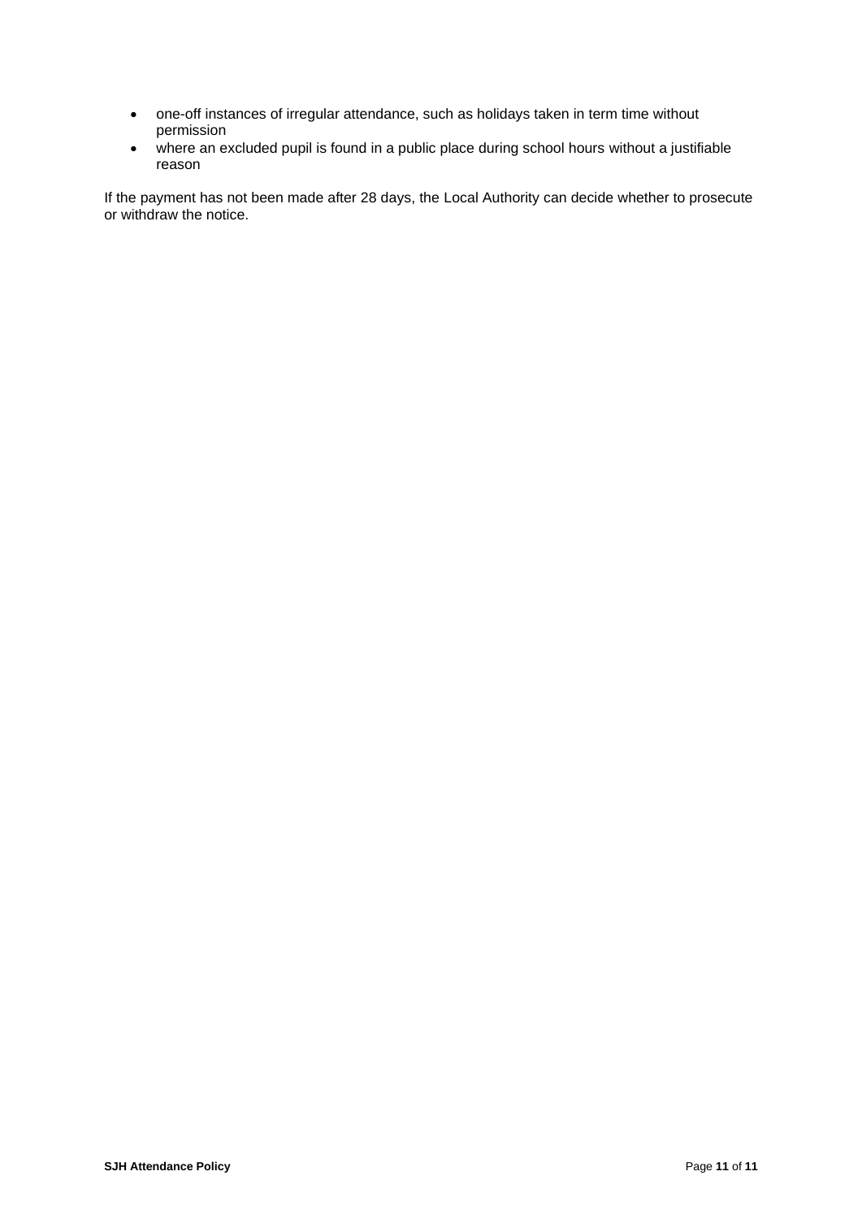- one-off instances of irregular attendance, such as holidays taken in term time without permission
- where an excluded pupil is found in a public place during school hours without a justifiable reason

If the payment has not been made after 28 days, the Local Authority can decide whether to prosecute or withdraw the notice.